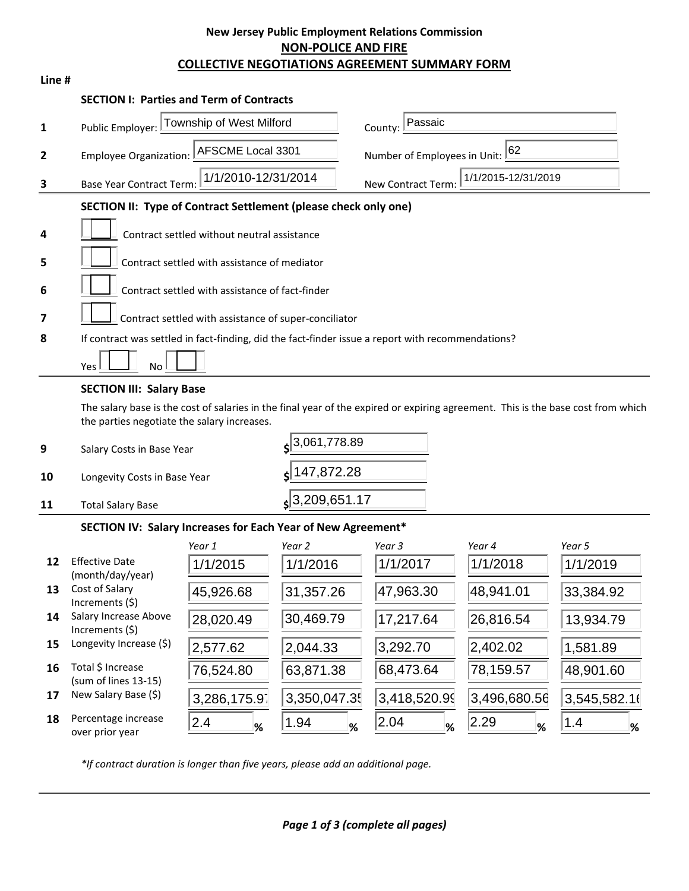**New Jersey Public Employment Relations Commission**
**NON-POLICE AND FIRE**
**COLLECTIVE NEGOTIATIONS AGREEMENT SUMMARY FORM**

**Line #**

### SECTION I: Parties and Term of Contracts

| Line # | | | | |
|---|---|---|---|---|
| 1 | Public Employer: | Township of West Milford | County: | Passaic |
| 2 | Employee Organization: | AFSCME Local 3301 | Number of Employees in Unit: | 62 |
| 3 | Base Year Contract Term: | 1/1/2010-12/31/2014 | New Contract Term: | 1/1/2015-12/31/2019 |

### SECTION II: Type of Contract Settlement (please check only one)

4 ☐ Contract settled without neutral assistance

5 ☐ Contract settled with assistance of mediator

6 ☐ Contract settled with assistance of fact-finder

7 ☐ Contract settled with assistance of super-conciliator

8 If contract was settled in fact-finding, did the fact-finder issue a report with recommendations?

Yes ☐ No ☐

### SECTION III: Salary Base

The salary base is the cost of salaries in the final year of the expired or expiring agreement. This is the base cost from which the parties negotiate the salary increases.

| Line # | | |
|---|---|---|
| 9 | Salary Costs in Base Year | $ 3,061,778.89 |
| 10 | Longevity Costs in Base Year | $ 147,872.28 |
| 11 | Total Salary Base | $ 3,209,651.17 |

### SECTION IV: Salary Increases for Each Year of New Agreement*

| Line # | | *Year 1* | *Year 2* | *Year 3* | *Year 4* | *Year 5* |
|---|---|---|---|---|---|---|
| 12 | Effective Date (month/day/year) | 1/1/2015 | 1/1/2016 | 1/1/2017 | 1/1/2018 | 1/1/2019 |
| 13 | Cost of Salary Increments ($) | 45,926.68 | 31,357.26 | 47,963.30 | 48,941.01 | 33,384.92 |
| 14 | Salary Increase Above Increments ($) | 28,020.49 | 30,469.79 | 17,217.64 | 26,816.54 | 13,934.79 |
| 15 | Longevity Increase ($) | 2,577.62 | 2,044.33 | 3,292.70 | 2,402.02 | 1,581.89 |
| 16 | Total $ Increase (sum of lines 13-15) | 76,524.80 | 63,871.38 | 68,473.64 | 78,159.57 | 48,901.60 |
| 17 | New Salary Base ($) | 3,286,175.97 | 3,350,047.35 | 3,418,520.99 | 3,496,680.56 | 3,545,582.16 |
| 18 | Percentage increase over prior year | 2.4 % | 1.94 % | 2.04 % | 2.29 % | 1.4 % |

*\*If contract duration is longer than five years, please add an additional page.*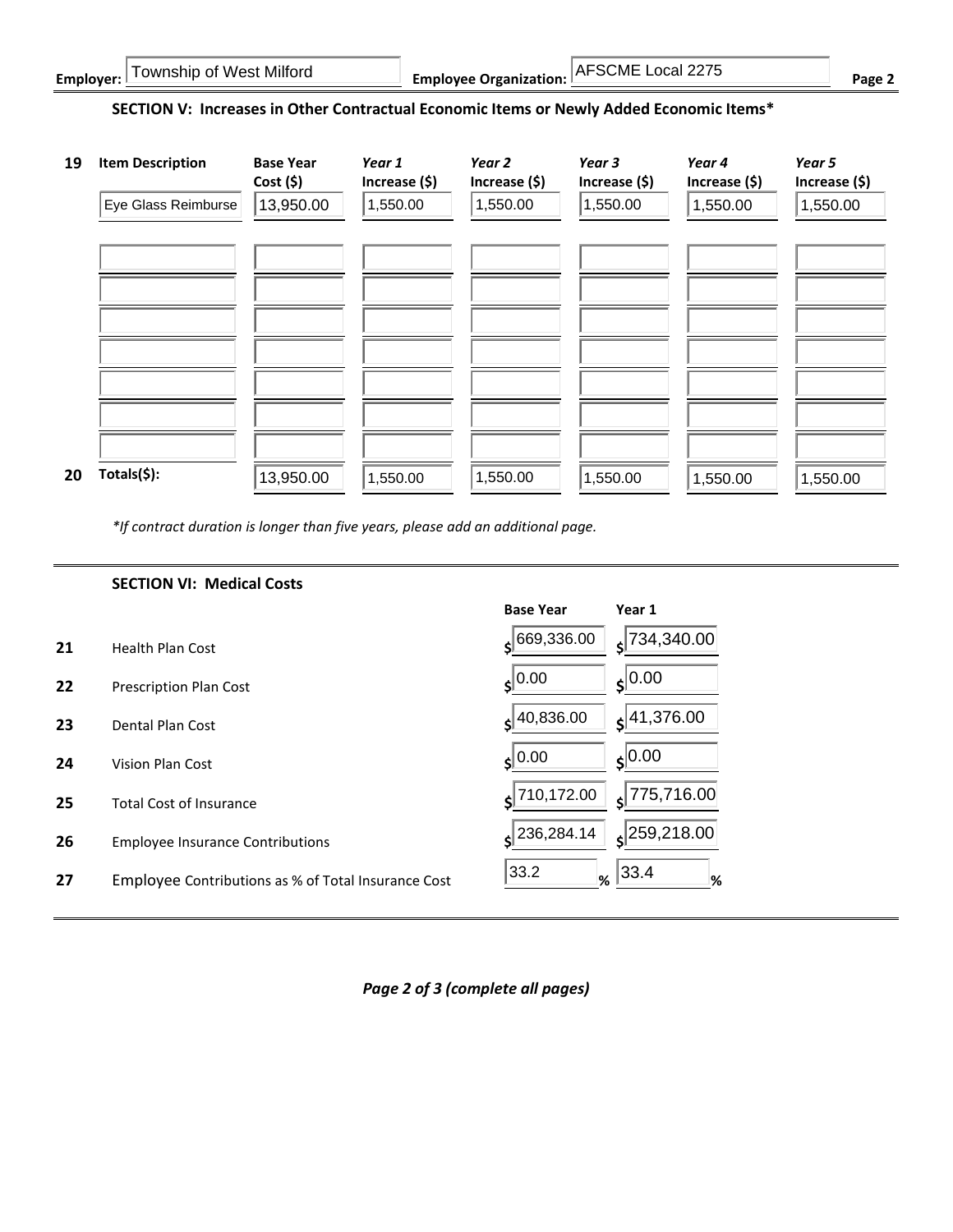**Employer:** Township of West Milford **Employee Organization:** AFSCME Local 2275 **Page 2**

## SECTION V: Increases in Other Contractual Economic Items or Newly Added Economic Items*

| | Item Description | Base Year Cost ($) | *Year 1* Increase ($) | *Year 2* Increase ($) | *Year 3* Increase ($) | *Year 4* Increase ($) | *Year 5* Increase ($) |
|---|---|---|---|---|---|---|---|
| 19 | Eye Glass Reimburse | 13,950.00 | 1,550.00 | 1,550.00 | 1,550.00 | 1,550.00 | 1,550.00 |
| | | | | | | | |
| | | | | | | | |
| | | | | | | | |
| | | | | | | | |
| | | | | | | | |
| | | | | | | | |
| | | | | | | | |
| 20 | **Totals($):** | 13,950.00 | 1,550.00 | 1,550.00 | 1,550.00 | 1,550.00 | 1,550.00 |

*\*If contract duration is longer than five years, please add an additional page.*

## SECTION VI: Medical Costs

| | | Base Year | Year 1 |
|---|---|---|---|
| 21 | Health Plan Cost | $ 669,336.00 | $ 734,340.00 |
| 22 | Prescription Plan Cost | $ 0.00 | $ 0.00 |
| 23 | Dental Plan Cost | $ 40,836.00 | $ 41,376.00 |
| 24 | Vision Plan Cost | $ 0.00 | $ 0.00 |
| 25 | Total Cost of Insurance | $ 710,172.00 | $ 775,716.00 |
| 26 | Employee Insurance Contributions | $ 236,284.14 | $ 259,218.00 |
| 27 | Employee Contributions as % of Total Insurance Cost | 33.2 % | 33.4 % |

***Page 2 of 3 (complete all pages)***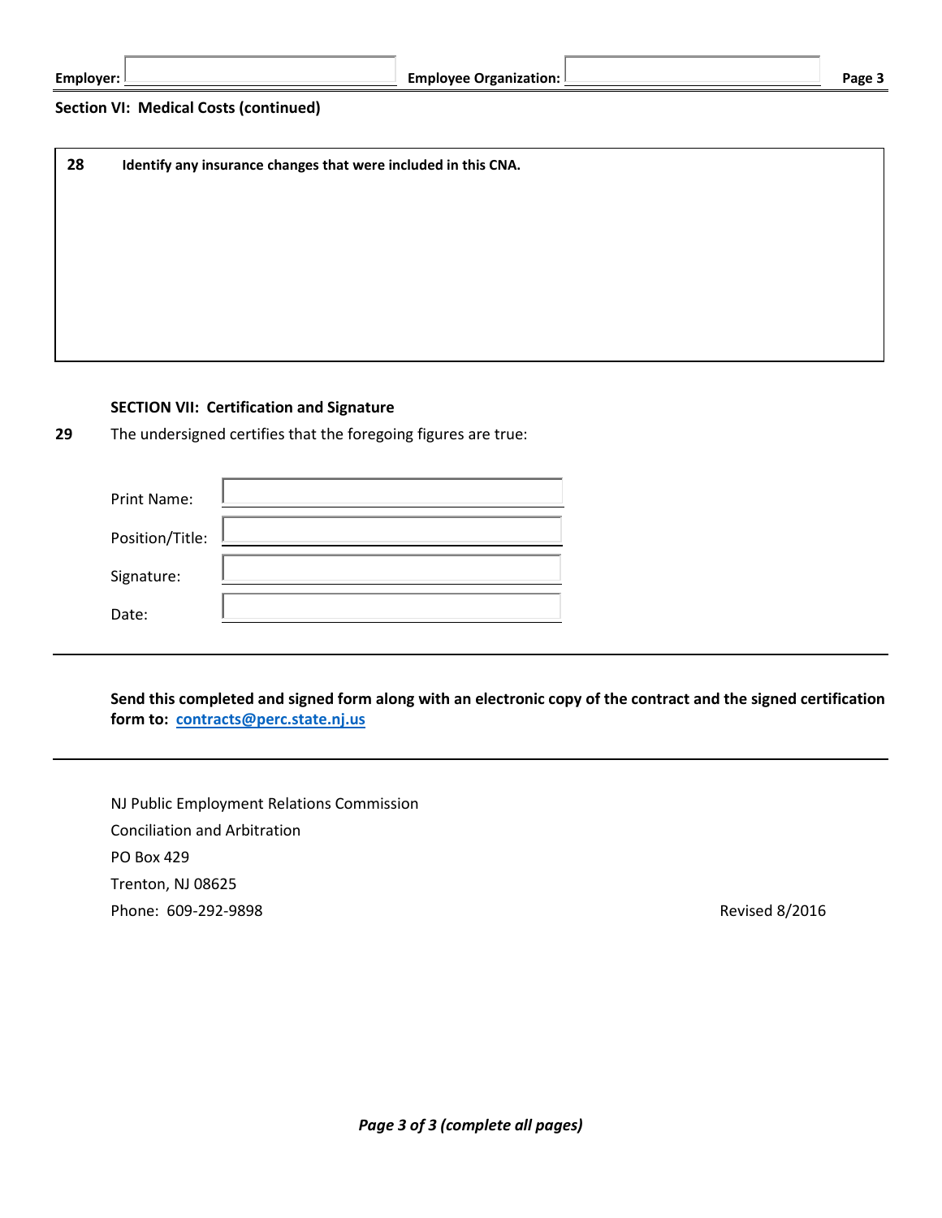**Employer:** ______________________ **Employee Organization:** ______________________

**Section VI: Medical Costs (continued)**

**28** **Identify any insurance changes that were included in this CNA.**

**SECTION VII: Certification and Signature**

**29** The undersigned certifies that the foregoing figures are true:

Print Name:

Position/Title:

Signature:

Date:

---

**Send this completed and signed form along with an electronic copy of the contract and the signed certification form to: contracts@perc.state.nj.us**

---

NJ Public Employment Relations Commission
Conciliation and Arbitration
PO Box 429
Trenton, NJ 08625
Phone: 609-292-9898

Revised 8/2016

*Page 3 of 3 (complete all pages)*